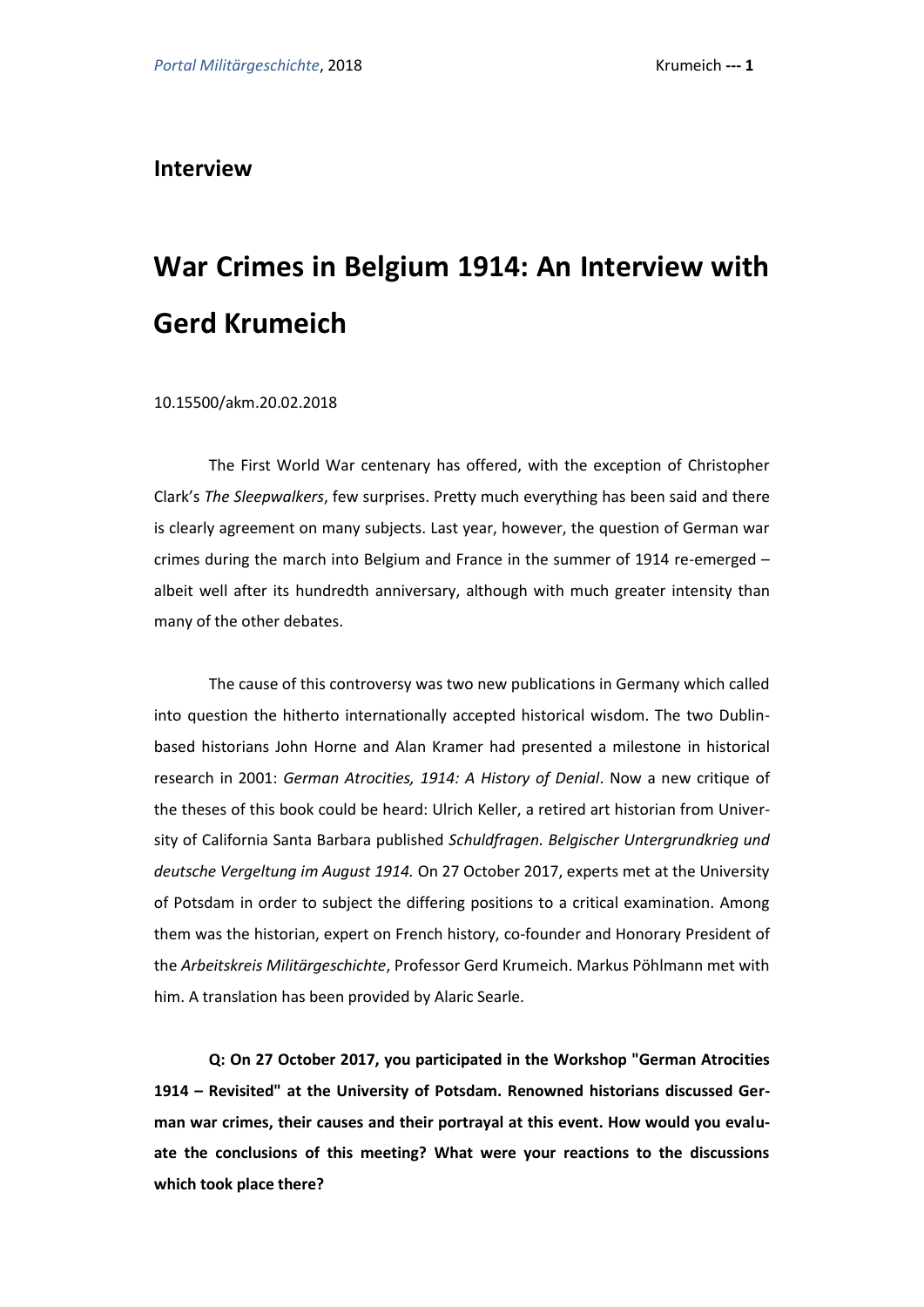## Interview

# War Crimes in Belgium 1914: An Interview with Gerd Krumeich

10.15500/akm.20.02.2018

The First World War centenary has offered, with the exception of Christopher Clark's *The Sleepwalkers*, few surprises. Pretty much everything has been said and there is clearly agreement on many subjects. Last year, however, the question of German war crimes during the march into Belgium and France in the summer of 1914 re-emerged – albeit well after its hundredth anniversary, although with much greater intensity than many of the other debates.

The cause of this controversy was two new publications in Germany which called into question the hitherto internationally accepted historical wisdom. The two Dublin-based historians John Horne and Alan Kramer had presented a milestone in historical research in 2001: *German Atrocities, 1914: A History of Denial*. Now a new critique of the theses of this book could be heard: Ulrich Keller, a retired art historian from University of California Santa Barbara published *Schuldfragen. Belgischer Untergrundkrieg und deutsche Vergeltung im August 1914.* On 27 October 2017, experts met at the University of Potsdam in order to subject the differing positions to a critical examination. Among them was the historian, expert on French history, co-founder and Honorary President of the *Arbeitskreis Militärgeschichte*, Professor Gerd Krumeich. Markus Pöhlmann met with him. A translation has been provided by Alaric Searle.

**Q: On 27 October 2017, you participated in the Workshop "German Atrocities 1914 – Revisited" at the University of Potsdam. Renowned historians discussed German war crimes, their causes and their portrayal at this event. How would you evaluate the conclusions of this meeting? What were your reactions to the discussions which took place there?**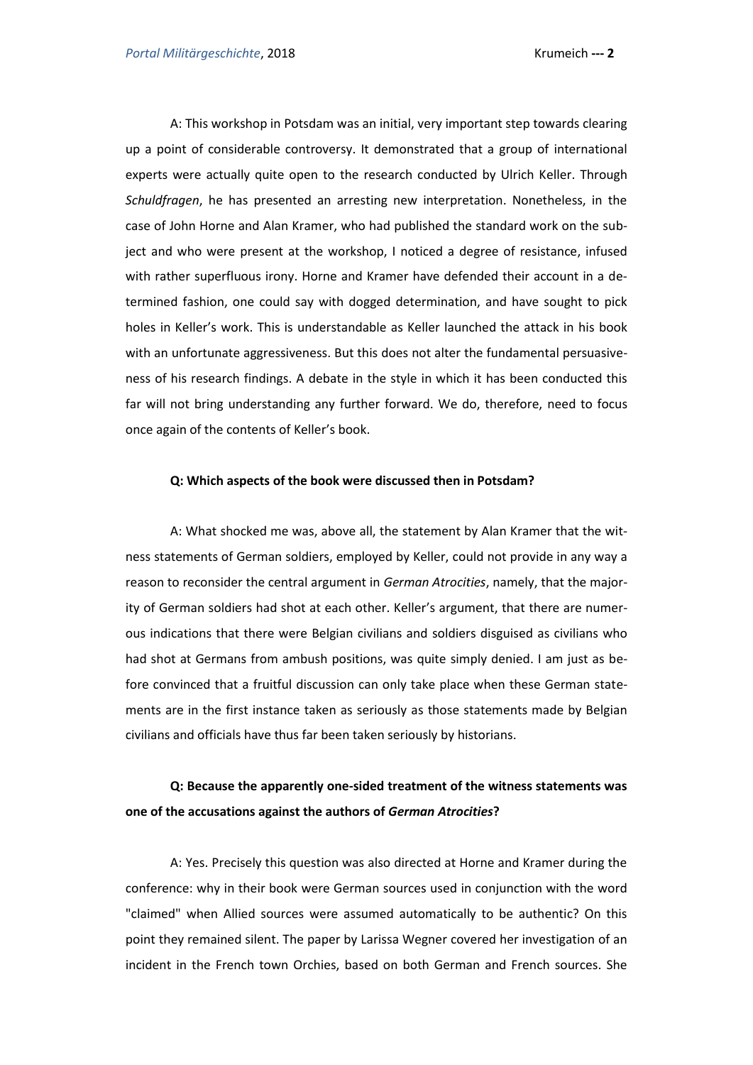A: This workshop in Potsdam was an initial, very important step towards clearing up a point of considerable controversy. It demonstrated that a group of international experts were actually quite open to the research conducted by Ulrich Keller. Through *Schuldfragen*, he has presented an arresting new interpretation. Nonetheless, in the case of John Horne and Alan Kramer, who had published the standard work on the subject and who were present at the workshop, I noticed a degree of resistance, infused with rather superfluous irony. Horne and Kramer have defended their account in a determined fashion, one could say with dogged determination, and have sought to pick holes in Keller's work. This is understandable as Keller launched the attack in his book with an unfortunate aggressiveness. But this does not alter the fundamental persuasiveness of his research findings. A debate in the style in which it has been conducted this far will not bring understanding any further forward. We do, therefore, need to focus once again of the contents of Keller's book.

**Q: Which aspects of the book were discussed then in Potsdam?**

A: What shocked me was, above all, the statement by Alan Kramer that the witness statements of German soldiers, employed by Keller, could not provide in any way a reason to reconsider the central argument in *German Atrocities*, namely, that the majority of German soldiers had shot at each other. Keller's argument, that there are numerous indications that there were Belgian civilians and soldiers disguised as civilians who had shot at Germans from ambush positions, was quite simply denied. I am just as before convinced that a fruitful discussion can only take place when these German statements are in the first instance taken as seriously as those statements made by Belgian civilians and officials have thus far been taken seriously by historians.

**Q: Because the apparently one-sided treatment of the witness statements was one of the accusations against the authors of *German Atrocities*?**

A: Yes. Precisely this question was also directed at Horne and Kramer during the conference: why in their book were German sources used in conjunction with the word "claimed" when Allied sources were assumed automatically to be authentic? On this point they remained silent. The paper by Larissa Wegner covered her investigation of an incident in the French town Orchies, based on both German and French sources. She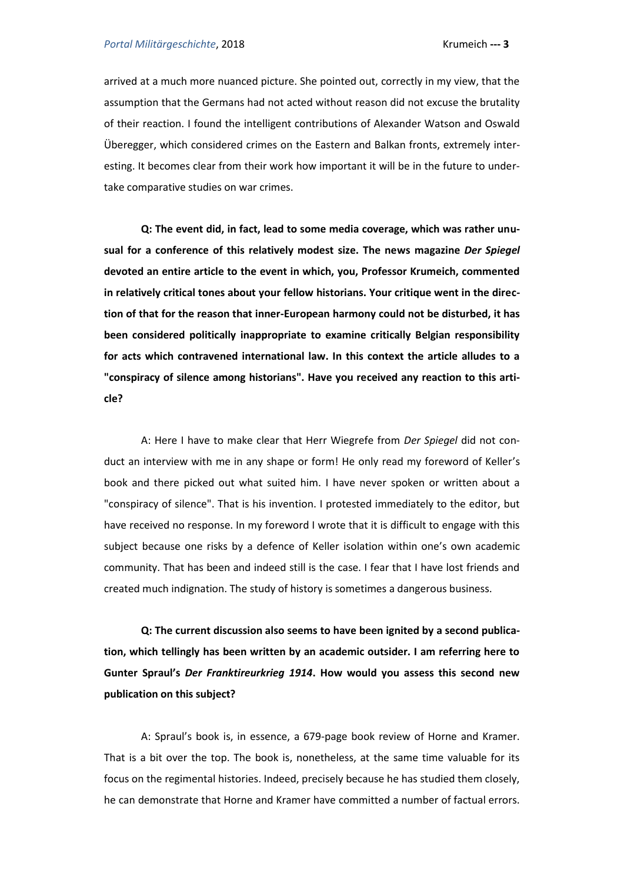arrived at a much more nuanced picture. She pointed out, correctly in my view, that the assumption that the Germans had not acted without reason did not excuse the brutality of their reaction. I found the intelligent contributions of Alexander Watson and Oswald Überegger, which considered crimes on the Eastern and Balkan fronts, extremely interesting. It becomes clear from their work how important it will be in the future to undertake comparative studies on war crimes.

**Q: The event did, in fact, lead to some media coverage, which was rather unusual for a conference of this relatively modest size. The news magazine *Der Spiegel* devoted an entire article to the event in which, you, Professor Krumeich, commented in relatively critical tones about your fellow historians. Your critique went in the direction of that for the reason that inner-European harmony could not be disturbed, it has been considered politically inappropriate to examine critically Belgian responsibility for acts which contravened international law. In this context the article alludes to a "conspiracy of silence among historians". Have you received any reaction to this article?**

A: Here I have to make clear that Herr Wiegrefe from *Der Spiegel* did not conduct an interview with me in any shape or form! He only read my foreword of Keller's book and there picked out what suited him. I have never spoken or written about a "conspiracy of silence". That is his invention. I protested immediately to the editor, but have received no response. In my foreword I wrote that it is difficult to engage with this subject because one risks by a defence of Keller isolation within one's own academic community. That has been and indeed still is the case. I fear that I have lost friends and created much indignation. The study of history is sometimes a dangerous business.

**Q: The current discussion also seems to have been ignited by a second publication, which tellingly has been written by an academic outsider. I am referring here to Gunter Spraul's *Der Franktireurkrieg 1914*. How would you assess this second new publication on this subject?**

A: Spraul's book is, in essence, a 679-page book review of Horne and Kramer. That is a bit over the top. The book is, nonetheless, at the same time valuable for its focus on the regimental histories. Indeed, precisely because he has studied them closely, he can demonstrate that Horne and Kramer have committed a number of factual errors.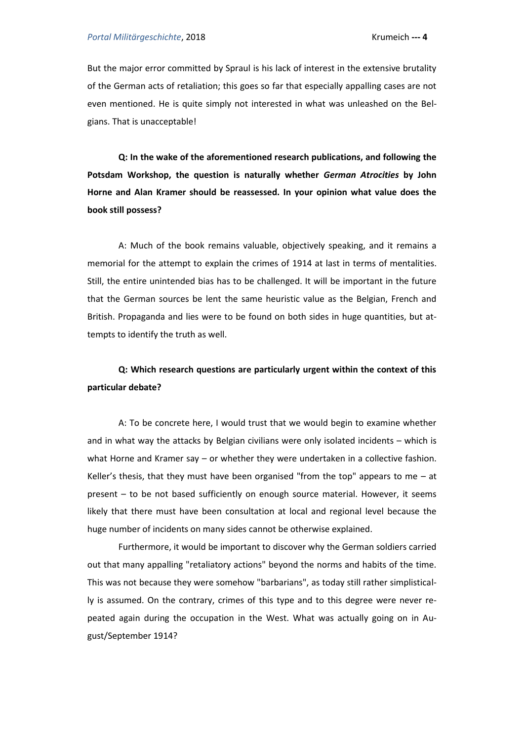But the major error committed by Spraul is his lack of interest in the extensive brutality of the German acts of retaliation; this goes so far that especially appalling cases are not even mentioned. He is quite simply not interested in what was unleashed on the Belgians. That is unacceptable!

**Q: In the wake of the aforementioned research publications, and following the Potsdam Workshop, the question is naturally whether *German Atrocities* by John Horne and Alan Kramer should be reassessed. In your opinion what value does the book still possess?**

A: Much of the book remains valuable, objectively speaking, and it remains a memorial for the attempt to explain the crimes of 1914 at last in terms of mentalities. Still, the entire unintended bias has to be challenged. It will be important in the future that the German sources be lent the same heuristic value as the Belgian, French and British. Propaganda and lies were to be found on both sides in huge quantities, but attempts to identify the truth as well.

**Q: Which research questions are particularly urgent within the context of this particular debate?**

A: To be concrete here, I would trust that we would begin to examine whether and in what way the attacks by Belgian civilians were only isolated incidents – which is what Horne and Kramer say – or whether they were undertaken in a collective fashion. Keller's thesis, that they must have been organised "from the top" appears to me – at present – to be not based sufficiently on enough source material. However, it seems likely that there must have been consultation at local and regional level because the huge number of incidents on many sides cannot be otherwise explained.

Furthermore, it would be important to discover why the German soldiers carried out that many appalling "retaliatory actions" beyond the norms and habits of the time. This was not because they were somehow "barbarians", as today still rather simplistically is assumed. On the contrary, crimes of this type and to this degree were never repeated again during the occupation in the West. What was actually going on in August/September 1914?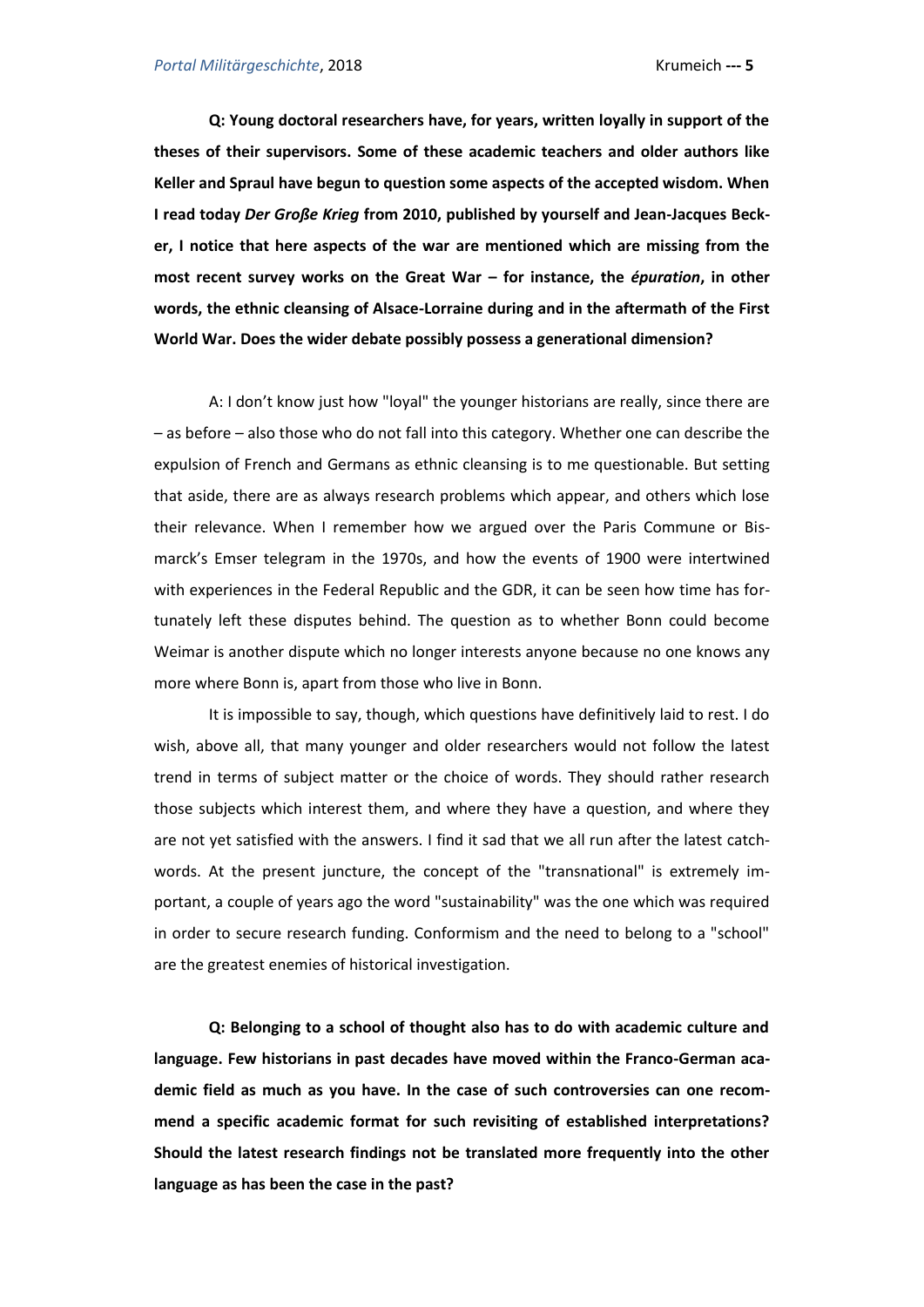**Q: Young doctoral researchers have, for years, written loyally in support of the theses of their supervisors. Some of these academic teachers and older authors like Keller and Spraul have begun to question some aspects of the accepted wisdom. When I read today *Der Große Krieg* from 2010, published by yourself and Jean-Jacques Becker, I notice that here aspects of the war are mentioned which are missing from the most recent survey works on the Great War – for instance, the *épuration*, in other words, the ethnic cleansing of Alsace-Lorraine during and in the aftermath of the First World War. Does the wider debate possibly possess a generational dimension?**

A: I don't know just how "loyal" the younger historians are really, since there are – as before – also those who do not fall into this category. Whether one can describe the expulsion of French and Germans as ethnic cleansing is to me questionable. But setting that aside, there are as always research problems which appear, and others which lose their relevance. When I remember how we argued over the Paris Commune or Bismarck's Emser telegram in the 1970s, and how the events of 1900 were intertwined with experiences in the Federal Republic and the GDR, it can be seen how time has fortunately left these disputes behind. The question as to whether Bonn could become Weimar is another dispute which no longer interests anyone because no one knows any more where Bonn is, apart from those who live in Bonn.

It is impossible to say, though, which questions have definitively laid to rest. I do wish, above all, that many younger and older researchers would not follow the latest trend in terms of subject matter or the choice of words. They should rather research those subjects which interest them, and where they have a question, and where they are not yet satisfied with the answers. I find it sad that we all run after the latest catchwords. At the present juncture, the concept of the "transnational" is extremely important, a couple of years ago the word "sustainability" was the one which was required in order to secure research funding. Conformism and the need to belong to a "school" are the greatest enemies of historical investigation.

**Q: Belonging to a school of thought also has to do with academic culture and language. Few historians in past decades have moved within the Franco-German academic field as much as you have. In the case of such controversies can one recommend a specific academic format for such revisiting of established interpretations? Should the latest research findings not be translated more frequently into the other language as has been the case in the past?**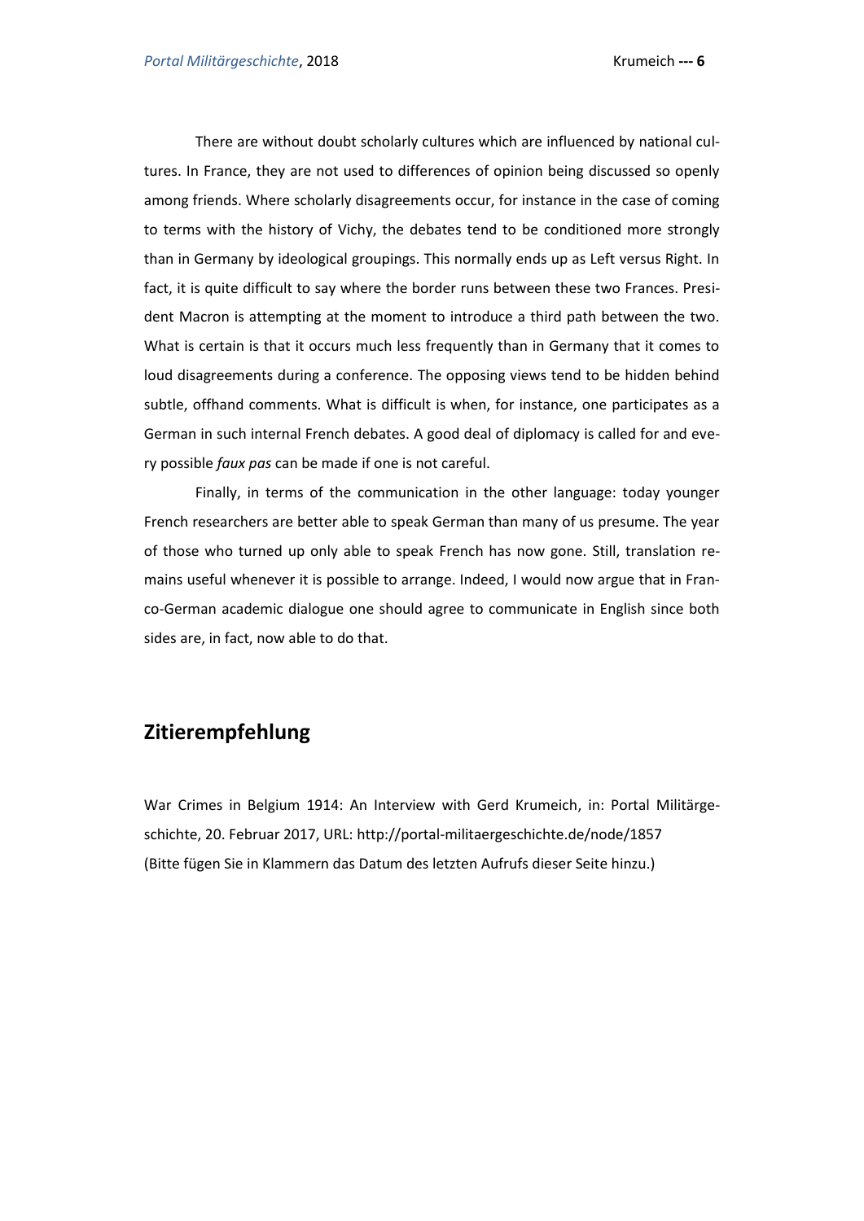There are without doubt scholarly cultures which are influenced by national cultures. In France, they are not used to differences of opinion being discussed so openly among friends. Where scholarly disagreements occur, for instance in the case of coming to terms with the history of Vichy, the debates tend to be conditioned more strongly than in Germany by ideological groupings. This normally ends up as Left versus Right. In fact, it is quite difficult to say where the border runs between these two Frances. President Macron is attempting at the moment to introduce a third path between the two. What is certain is that it occurs much less frequently than in Germany that it comes to loud disagreements during a conference. The opposing views tend to be hidden behind subtle, offhand comments. What is difficult is when, for instance, one participates as a German in such internal French debates. A good deal of diplomacy is called for and every possible *faux pas* can be made if one is not careful.

Finally, in terms of the communication in the other language: today younger French researchers are better able to speak German than many of us presume. The year of those who turned up only able to speak French has now gone. Still, translation remains useful whenever it is possible to arrange. Indeed, I would now argue that in Franco-German academic dialogue one should agree to communicate in English since both sides are, in fact, now able to do that.

## Zitierempfehlung

War Crimes in Belgium 1914: An Interview with Gerd Krumeich, in: Portal Militärgeschichte, 20. Februar 2017, URL: http://portal-militaergeschichte.de/node/1857
(Bitte fügen Sie in Klammern das Datum des letzten Aufrufs dieser Seite hinzu.)